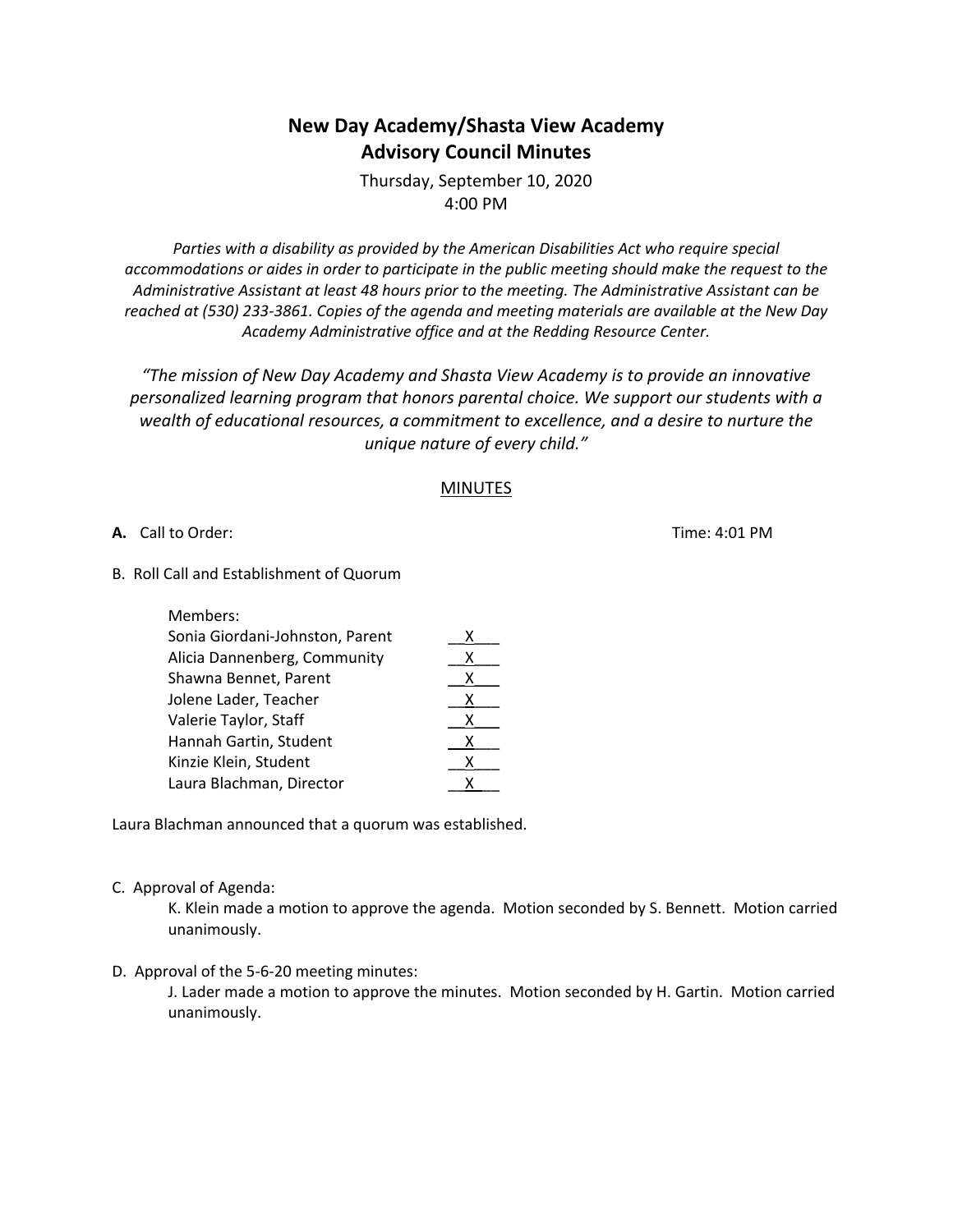# New Day Academy/Shasta View Academy
# Advisory Council Minutes

Thursday, September 10, 2020
4:00 PM

*Parties with a disability as provided by the American Disabilities Act who require special accommodations or aides in order to participate in the public meeting should make the request to the Administrative Assistant at least 48 hours prior to the meeting. The Administrative Assistant can be reached at (530) 233-3861. Copies of the agenda and meeting materials are available at the New Day Academy Administrative office and at the Redding Resource Center.*

*"The mission of New Day Academy and Shasta View Academy is to provide an innovative personalized learning program that honors parental choice. We support our students with a wealth of educational resources, a commitment to excellence, and a desire to nurture the unique nature of every child."*

## MINUTES

**A.** Call to Order: Time: 4:01 PM

B. Roll Call and Establishment of Quorum

| Members: | |
|---|---|
| Sonia Giordani-Johnston, Parent | X |
| Alicia Dannenberg, Community | X |
| Shawna Bennet, Parent | X |
| Jolene Lader, Teacher | X |
| Valerie Taylor, Staff | X |
| Hannah Gartin, Student | X |
| Kinzie Klein, Student | X |
| Laura Blachman, Director | X |

Laura Blachman announced that a quorum was established.

C. Approval of Agenda:

K. Klein made a motion to approve the agenda. Motion seconded by S. Bennett. Motion carried unanimously.

D. Approval of the 5-6-20 meeting minutes:

J. Lader made a motion to approve the minutes. Motion seconded by H. Gartin. Motion carried unanimously.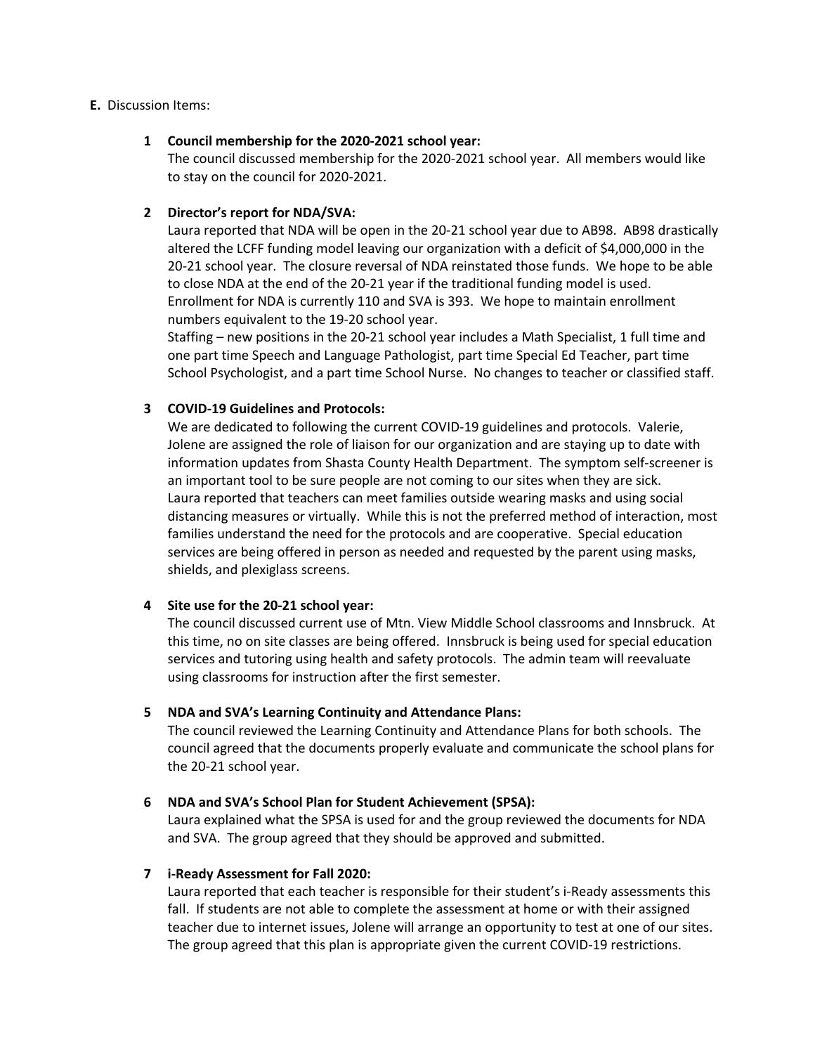**E.** Discussion Items:

1. **Council membership for the 2020-2021 school year:**
   The council discussed membership for the 2020-2021 school year. All members would like to stay on the council for 2020-2021.

2. **Director's report for NDA/SVA:**
   Laura reported that NDA will be open in the 20-21 school year due to AB98. AB98 drastically altered the LCFF funding model leaving our organization with a deficit of $4,000,000 in the 20-21 school year. The closure reversal of NDA reinstated those funds. We hope to be able to close NDA at the end of the 20-21 year if the traditional funding model is used. Enrollment for NDA is currently 110 and SVA is 393. We hope to maintain enrollment numbers equivalent to the 19-20 school year.
   Staffing – new positions in the 20-21 school year includes a Math Specialist, 1 full time and one part time Speech and Language Pathologist, part time Special Ed Teacher, part time School Psychologist, and a part time School Nurse. No changes to teacher or classified staff.

3. **COVID-19 Guidelines and Protocols:**
   We are dedicated to following the current COVID-19 guidelines and protocols. Valerie, Jolene are assigned the role of liaison for our organization and are staying up to date with information updates from Shasta County Health Department. The symptom self-screener is an important tool to be sure people are not coming to our sites when they are sick.
   Laura reported that teachers can meet families outside wearing masks and using social distancing measures or virtually. While this is not the preferred method of interaction, most families understand the need for the protocols and are cooperative. Special education services are being offered in person as needed and requested by the parent using masks, shields, and plexiglass screens.

4. **Site use for the 20-21 school year:**
   The council discussed current use of Mtn. View Middle School classrooms and Innsbruck. At this time, no on site classes are being offered. Innsbruck is being used for special education services and tutoring using health and safety protocols. The admin team will reevaluate using classrooms for instruction after the first semester.

5. **NDA and SVA's Learning Continuity and Attendance Plans:**
   The council reviewed the Learning Continuity and Attendance Plans for both schools. The council agreed that the documents properly evaluate and communicate the school plans for the 20-21 school year.

6. **NDA and SVA's School Plan for Student Achievement (SPSA):**
   Laura explained what the SPSA is used for and the group reviewed the documents for NDA and SVA. The group agreed that they should be approved and submitted.

7. **i-Ready Assessment for Fall 2020:**
   Laura reported that each teacher is responsible for their student's i-Ready assessments this fall. If students are not able to complete the assessment at home or with their assigned teacher due to internet issues, Jolene will arrange an opportunity to test at one of our sites. The group agreed that this plan is appropriate given the current COVID-19 restrictions.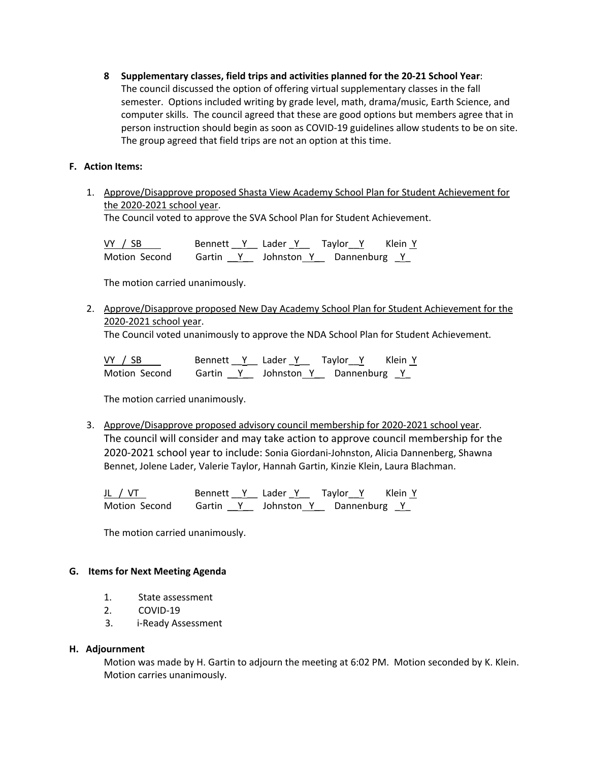8 **Supplementary classes, field trips and activities planned for the 20-21 School Year**:
The council discussed the option of offering virtual supplementary classes in the fall semester. Options included writing by grade level, math, drama/music, Earth Science, and computer skills. The council agreed that these are good options but members agree that in person instruction should begin as soon as COVID-19 guidelines allow students to be on site. The group agreed that field trips are not an option at this time.

**F. Action Items:**

1. Approve/Disapprove proposed Shasta View Academy School Plan for Student Achievement for the 2020-2021 school year.
The Council voted to approve the SVA School Plan for Student Achievement.

VY / SB Bennett __Y__ Lader _Y__ Taylor__Y Klein Y
Motion Second Gartin __Y__ Johnston_Y__ Dannenburg _Y_

The motion carried unanimously.

2. Approve/Disapprove proposed New Day Academy School Plan for Student Achievement for the 2020-2021 school year.
The Council voted unanimously to approve the NDA School Plan for Student Achievement.

VY / SB Bennett __Y__ Lader _Y__ Taylor__Y Klein Y
Motion Second Gartin __Y__ Johnston_Y__ Dannenburg _Y_

The motion carried unanimously.

3. Approve/Disapprove proposed advisory council membership for 2020-2021 school year.
The council will consider and may take action to approve council membership for the 2020-2021 school year to include: Sonia Giordani-Johnston, Alicia Dannenberg, Shawna Bennet, Jolene Lader, Valerie Taylor, Hannah Gartin, Kinzie Klein, Laura Blachman.

JL / VT Bennett __Y__ Lader _Y__ Taylor__Y Klein Y
Motion Second Gartin __Y__ Johnston_Y__ Dannenburg _Y_

The motion carried unanimously.

**G. Items for Next Meeting Agenda**

1. State assessment
2. COVID-19
3. i-Ready Assessment

**H. Adjournment**

Motion was made by H. Gartin to adjourn the meeting at 6:02 PM. Motion seconded by K. Klein. Motion carries unanimously.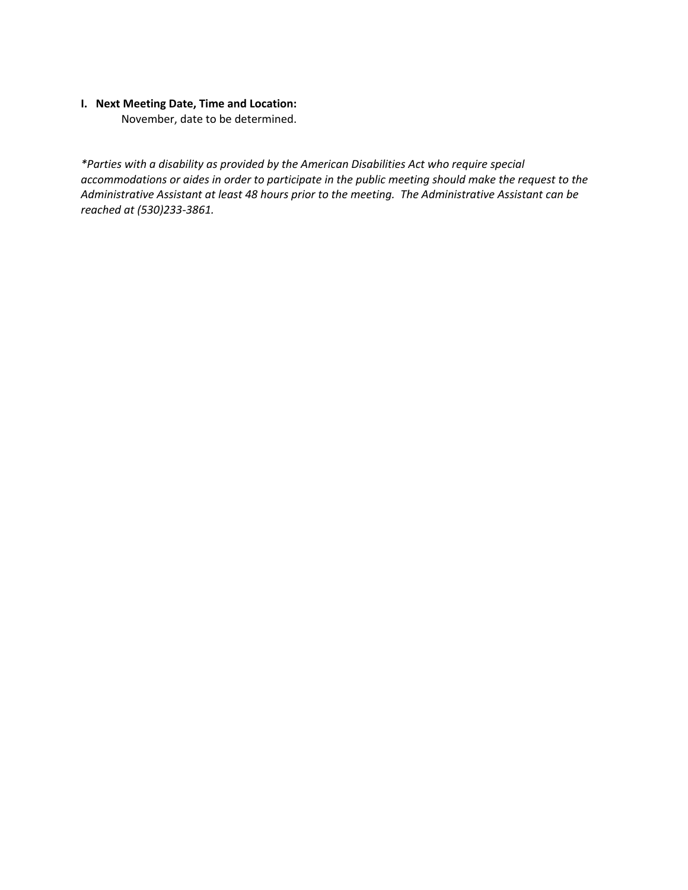**I. Next Meeting Date, Time and Location:**

November, date to be determined.

*\*Parties with a disability as provided by the American Disabilities Act who require special accommodations or aides in order to participate in the public meeting should make the request to the Administrative Assistant at least 48 hours prior to the meeting. The Administrative Assistant can be reached at (530)233-3861.*